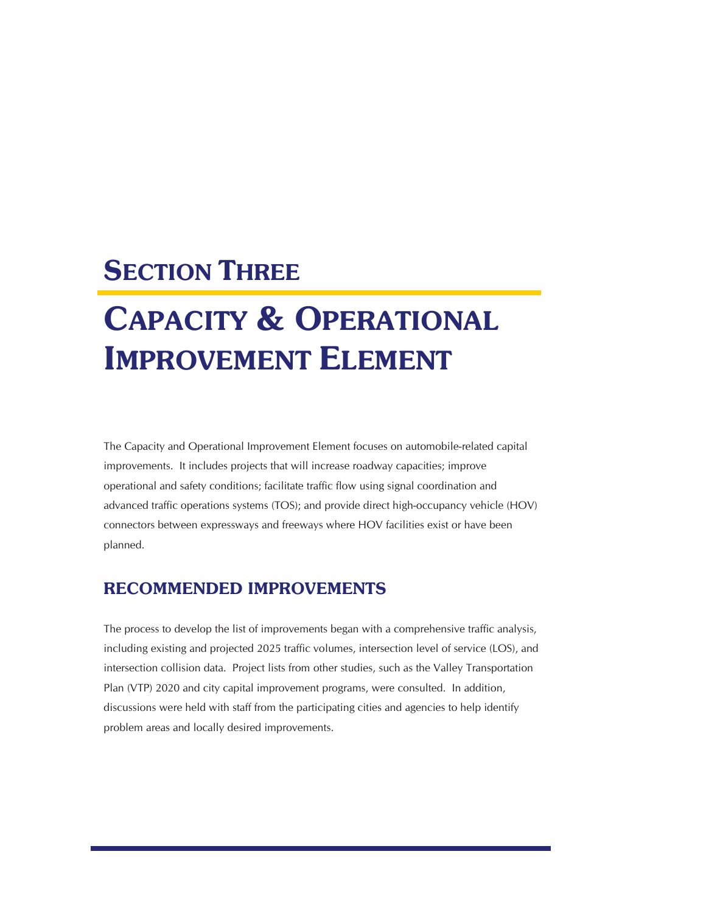# SECTION THREE

# CAPACITY & OPERATIONAL IMPROVEMENT ELEMENT

The Capacity and Operational Improvement Element focuses on automobile-related capital improvements. It includes projects that will increase roadway capacities; improve operational and safety conditions; facilitate traffic flow using signal coordination and advanced traffic operations systems (TOS); and provide direct high-occupancy vehicle (HOV) connectors between expressways and freeways where HOV facilities exist or have been planned.

## RECOMMENDED IMPROVEMENTS

The process to develop the list of improvements began with a comprehensive traffic analysis, including existing and projected 2025 traffic volumes, intersection level of service (LOS), and intersection collision data. Project lists from other studies, such as the Valley Transportation Plan (VTP) 2020 and city capital improvement programs, were consulted. In addition, discussions were held with staff from the participating cities and agencies to help identify problem areas and locally desired improvements.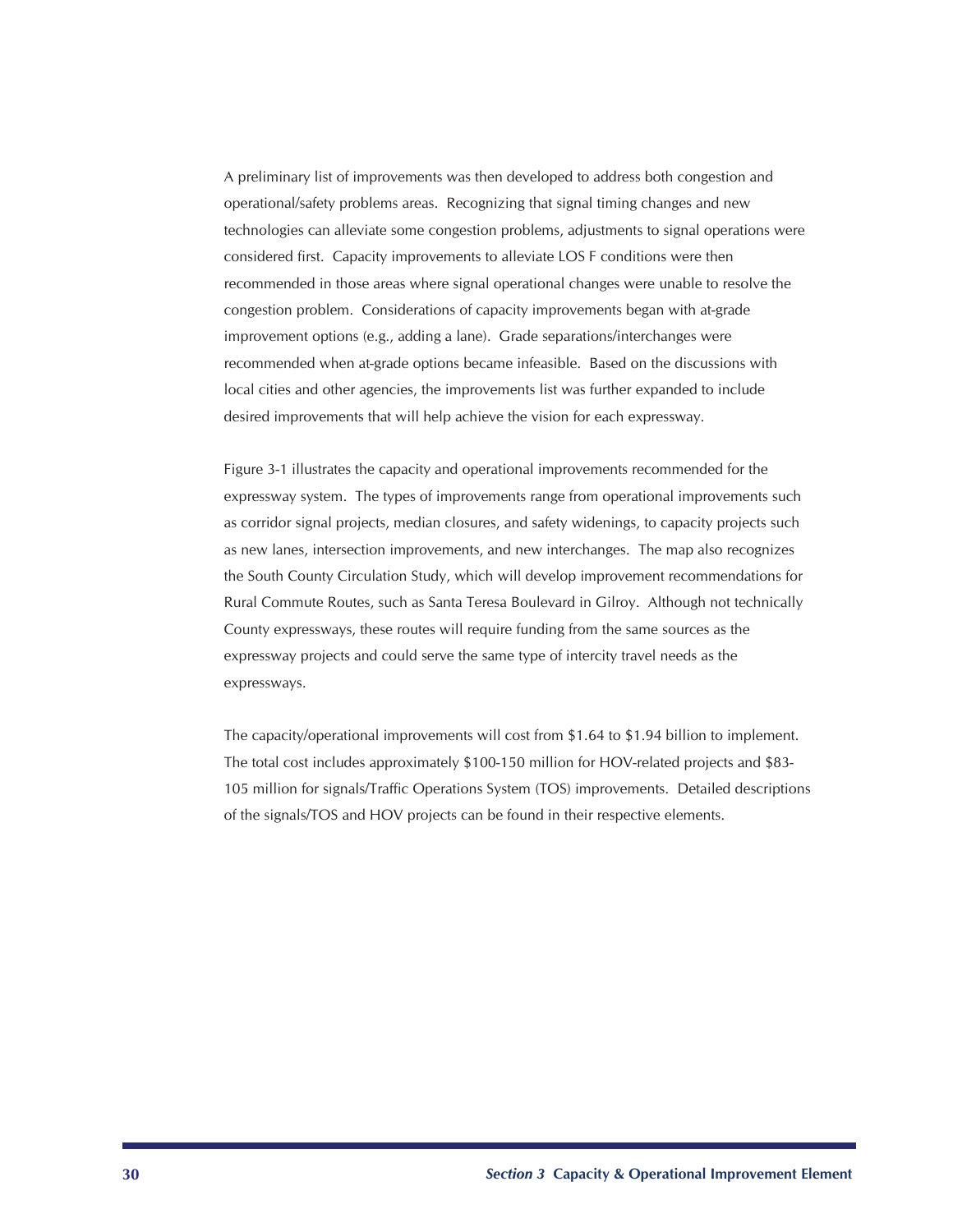A preliminary list of improvements was then developed to address both congestion and operational/safety problems areas. Recognizing that signal timing changes and new technologies can alleviate some congestion problems, adjustments to signal operations were considered first. Capacity improvements to alleviate LOS F conditions were then recommended in those areas where signal operational changes were unable to resolve the congestion problem. Considerations of capacity improvements began with at-grade improvement options (e.g., adding a lane). Grade separations/interchanges were recommended when at-grade options became infeasible. Based on the discussions with local cities and other agencies, the improvements list was further expanded to include desired improvements that will help achieve the vision for each expressway.

Figure 3-1 illustrates the capacity and operational improvements recommended for the expressway system. The types of improvements range from operational improvements such as corridor signal projects, median closures, and safety widenings, to capacity projects such as new lanes, intersection improvements, and new interchanges. The map also recognizes the South County Circulation Study, which will develop improvement recommendations for Rural Commute Routes, such as Santa Teresa Boulevard in Gilroy. Although not technically County expressways, these routes will require funding from the same sources as the expressway projects and could serve the same type of intercity travel needs as the expressways.

The capacity/operational improvements will cost from $1.64 to $1.94 billion to implement. The total cost includes approximately $100-150 million for HOV-related projects and $83-105 million for signals/Traffic Operations System (TOS) improvements. Detailed descriptions of the signals/TOS and HOV projects can be found in their respective elements.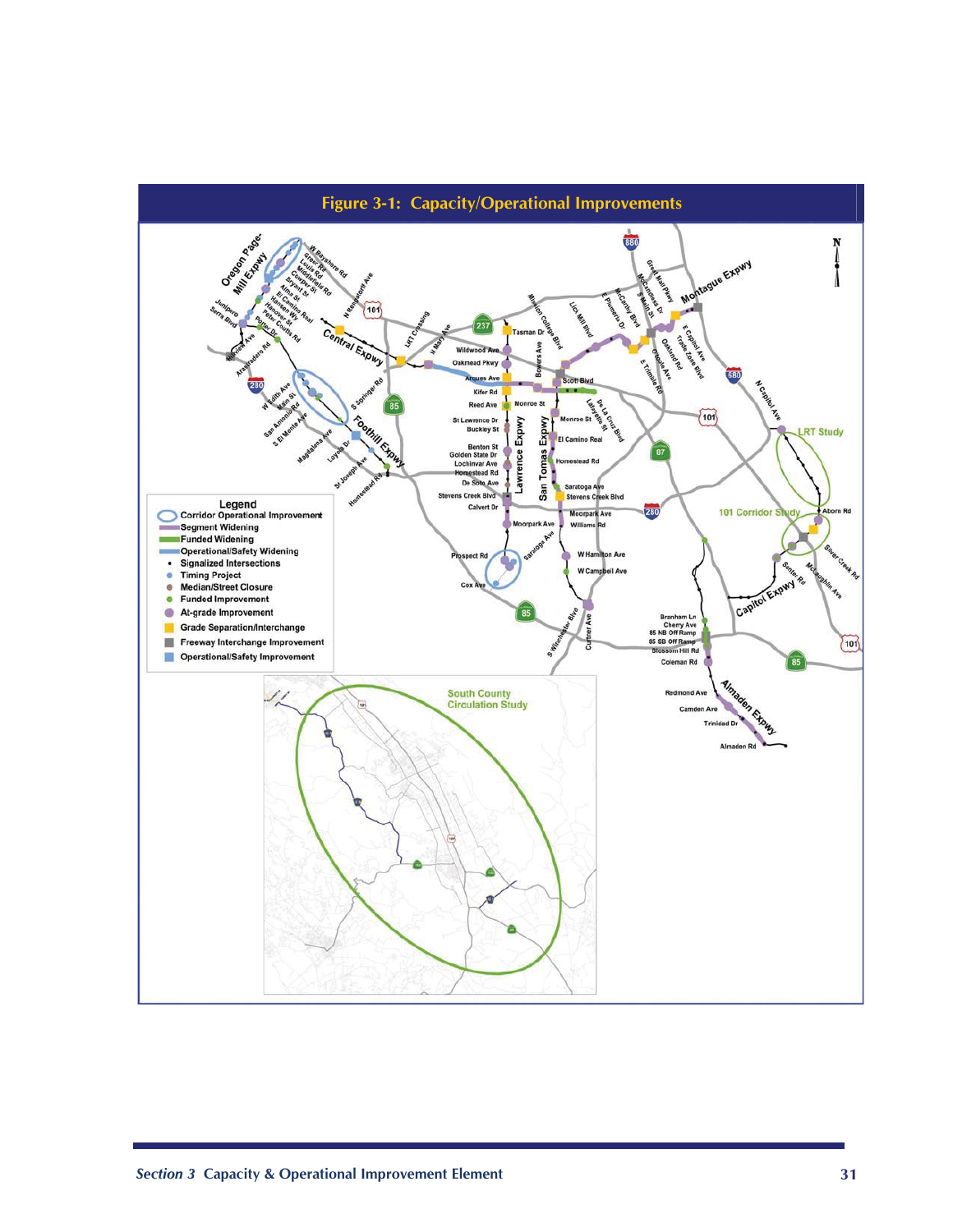## Figure 3-1: Capacity/Operational Improvements

**Legend**

- Corridor Operational Improvement
- Segment Widening
- Funded Widening
- Operational/Safety Widening
- Signalized Intersections
- Timing Project
- Median/Street Closure
- Funded Improvement
- At-grade Improvement
- Grade Separation/Interchange
- Freeway Interchange Improvement
- Operational/Safety Improvement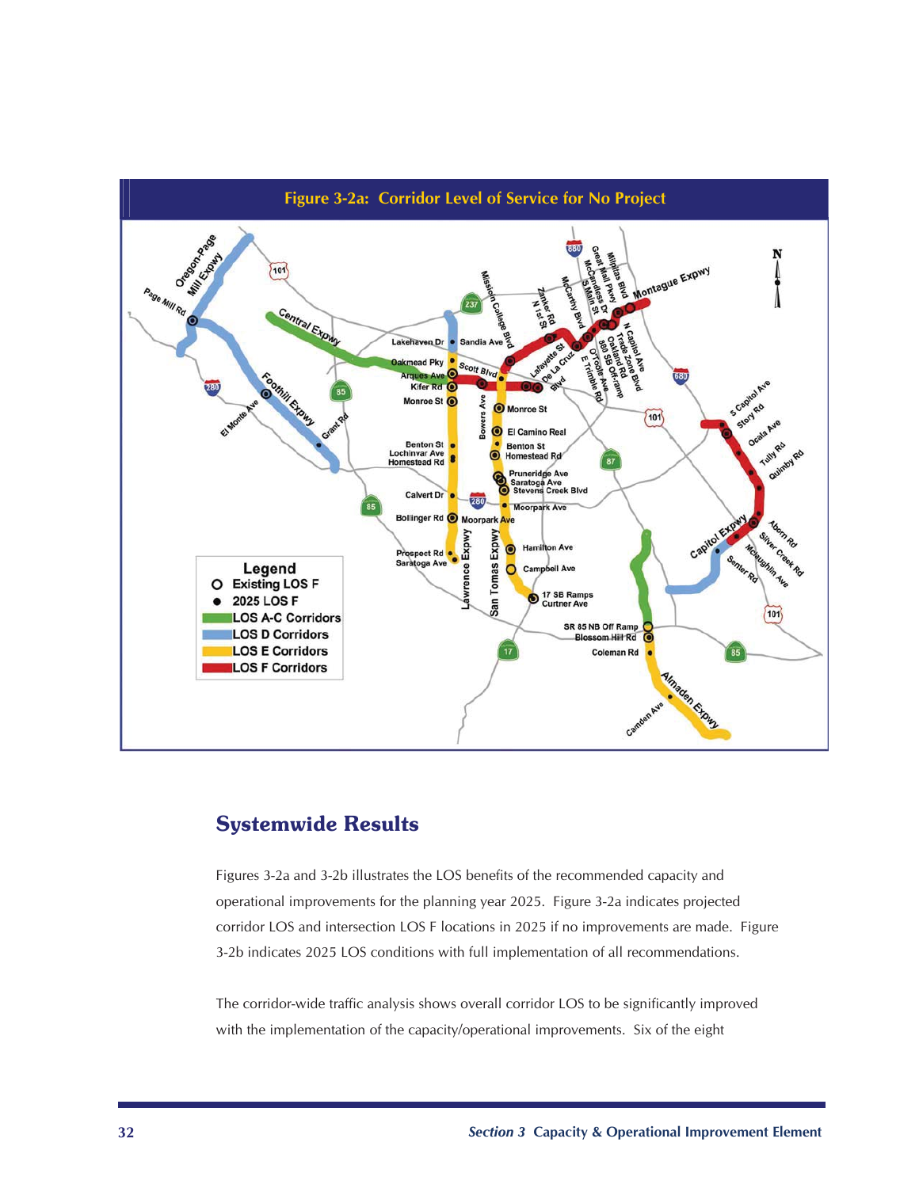**Figure 3-2a: Corridor Level of Service for No Project**

## Systemwide Results

Figures 3-2a and 3-2b illustrates the LOS benefits of the recommended capacity and operational improvements for the planning year 2025. Figure 3-2a indicates projected corridor LOS and intersection LOS F locations in 2025 if no improvements are made. Figure 3-2b indicates 2025 LOS conditions with full implementation of all recommendations.

The corridor-wide traffic analysis shows overall corridor LOS to be significantly improved with the implementation of the capacity/operational improvements. Six of the eight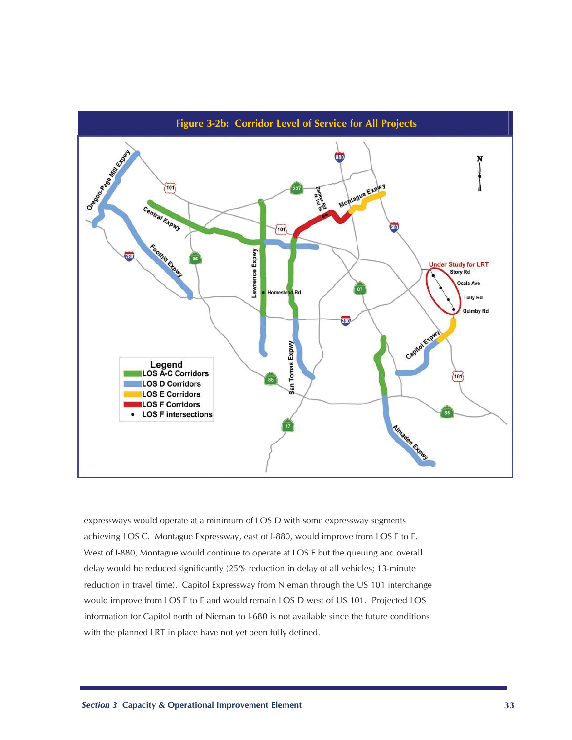**Figure 3-2b: Corridor Level of Service for All Projects**

expressways would operate at a minimum of LOS D with some expressway segments achieving LOS C. Montague Expressway, east of I-880, would improve from LOS F to E. West of I-880, Montague would continue to operate at LOS F but the queuing and overall delay would be reduced significantly (25% reduction in delay of all vehicles; 13-minute reduction in travel time). Capitol Expressway from Nieman through the US 101 interchange would improve from LOS F to E and would remain LOS D west of US 101. Projected LOS information for Capitol north of Nieman to I-680 is not available since the future conditions with the planned LRT in place have not yet been fully defined.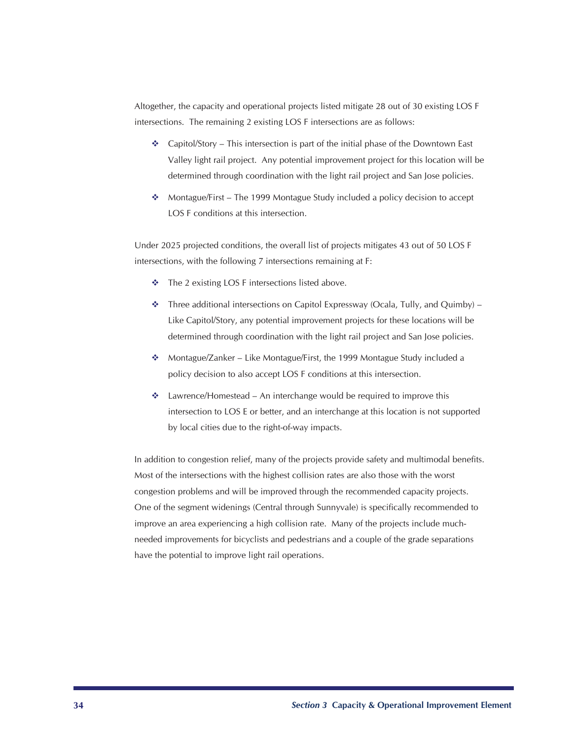Altogether, the capacity and operational projects listed mitigate 28 out of 30 existing LOS F intersections. The remaining 2 existing LOS F intersections are as follows:

- Capitol/Story – This intersection is part of the initial phase of the Downtown East Valley light rail project. Any potential improvement project for this location will be determined through coordination with the light rail project and San Jose policies.
- Montague/First – The 1999 Montague Study included a policy decision to accept LOS F conditions at this intersection.

Under 2025 projected conditions, the overall list of projects mitigates 43 out of 50 LOS F intersections, with the following 7 intersections remaining at F:

- The 2 existing LOS F intersections listed above.
- Three additional intersections on Capitol Expressway (Ocala, Tully, and Quimby) – Like Capitol/Story, any potential improvement projects for these locations will be determined through coordination with the light rail project and San Jose policies.
- Montague/Zanker – Like Montague/First, the 1999 Montague Study included a policy decision to also accept LOS F conditions at this intersection.
- Lawrence/Homestead – An interchange would be required to improve this intersection to LOS E or better, and an interchange at this location is not supported by local cities due to the right-of-way impacts.

In addition to congestion relief, many of the projects provide safety and multimodal benefits. Most of the intersections with the highest collision rates are also those with the worst congestion problems and will be improved through the recommended capacity projects. One of the segment widenings (Central through Sunnyvale) is specifically recommended to improve an area experiencing a high collision rate. Many of the projects include much-needed improvements for bicyclists and pedestrians and a couple of the grade separations have the potential to improve light rail operations.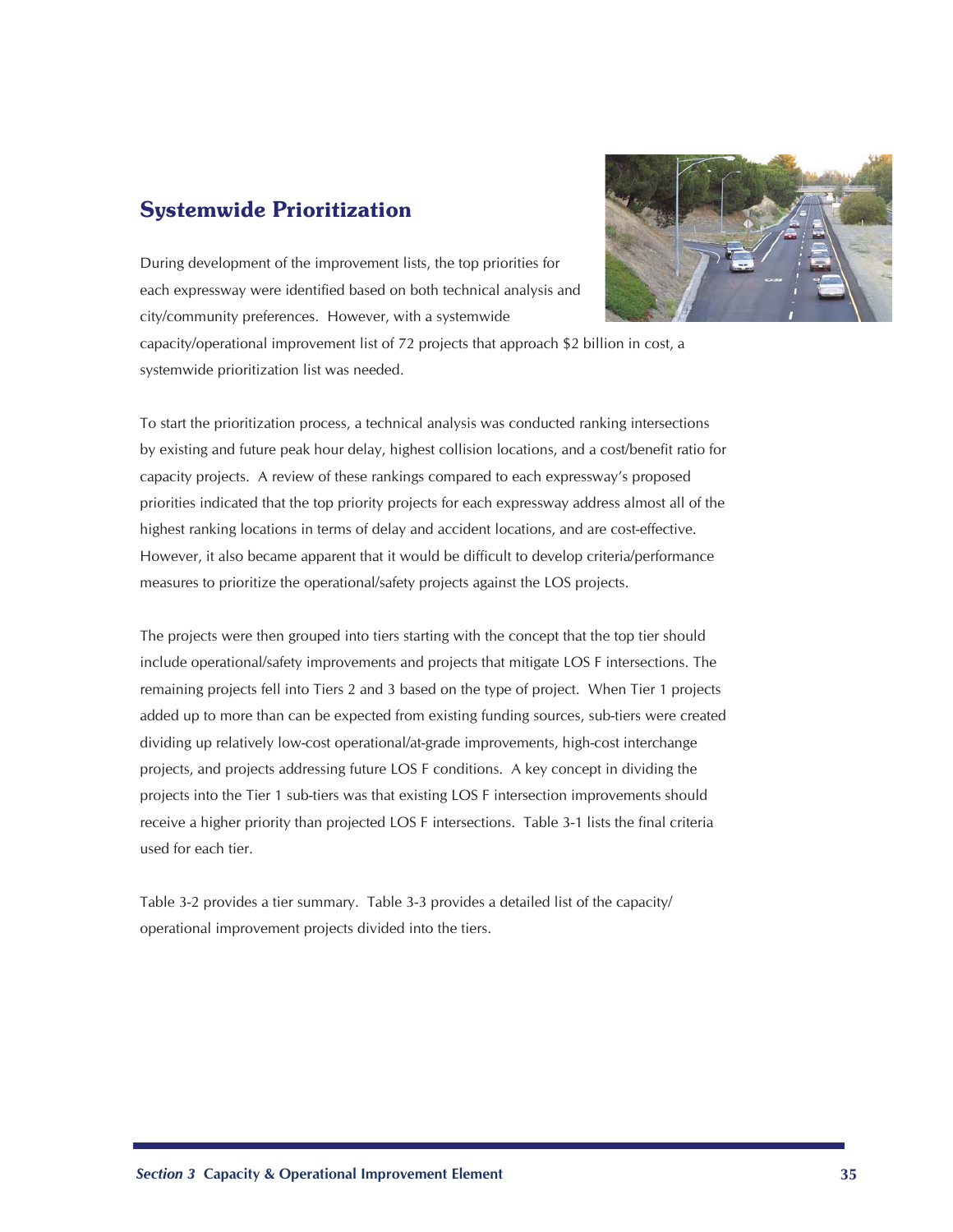## Systemwide Prioritization

During development of the improvement lists, the top priorities for each expressway were identified based on both technical analysis and city/community preferences. However, with a systemwide capacity/operational improvement list of 72 projects that approach $2 billion in cost, a systemwide prioritization list was needed.

To start the prioritization process, a technical analysis was conducted ranking intersections by existing and future peak hour delay, highest collision locations, and a cost/benefit ratio for capacity projects. A review of these rankings compared to each expressway's proposed priorities indicated that the top priority projects for each expressway address almost all of the highest ranking locations in terms of delay and accident locations, and are cost-effective. However, it also became apparent that it would be difficult to develop criteria/performance measures to prioritize the operational/safety projects against the LOS projects.

The projects were then grouped into tiers starting with the concept that the top tier should include operational/safety improvements and projects that mitigate LOS F intersections. The remaining projects fell into Tiers 2 and 3 based on the type of project. When Tier 1 projects added up to more than can be expected from existing funding sources, sub-tiers were created dividing up relatively low-cost operational/at-grade improvements, high-cost interchange projects, and projects addressing future LOS F conditions. A key concept in dividing the projects into the Tier 1 sub-tiers was that existing LOS F intersection improvements should receive a higher priority than projected LOS F intersections. Table 3-1 lists the final criteria used for each tier.

Table 3-2 provides a tier summary. Table 3-3 provides a detailed list of the capacity/operational improvement projects divided into the tiers.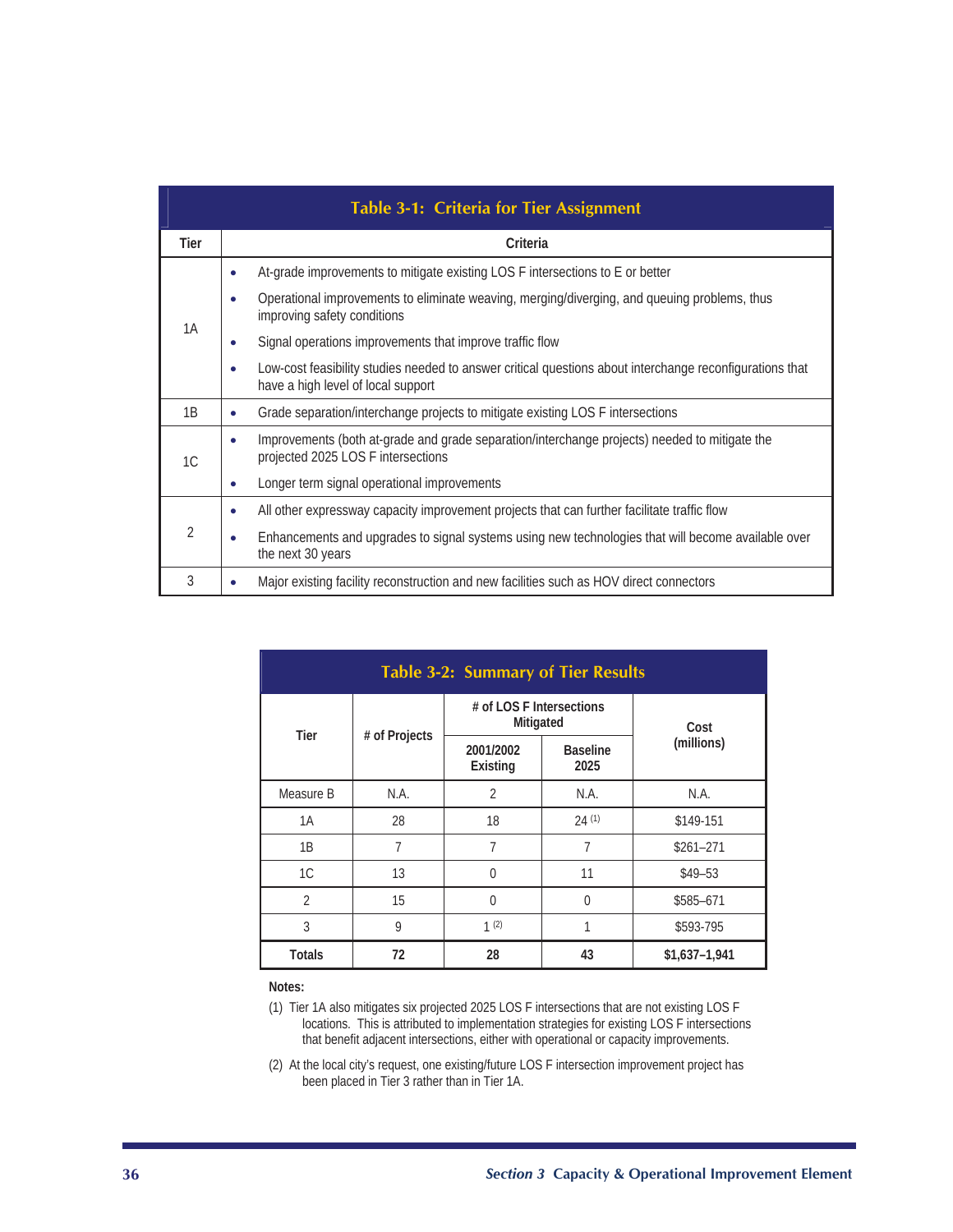**Table 3-1: Criteria for Tier Assignment**

| Tier | Criteria |
|---|---|
| 1A | • At-grade improvements to mitigate existing LOS F intersections to E or better<br>• Operational improvements to eliminate weaving, merging/diverging, and queuing problems, thus improving safety conditions<br>• Signal operations improvements that improve traffic flow<br>• Low-cost feasibility studies needed to answer critical questions about interchange reconfigurations that have a high level of local support |
| 1B | • Grade separation/interchange projects to mitigate existing LOS F intersections |
| 1C | • Improvements (both at-grade and grade separation/interchange projects) needed to mitigate the projected 2025 LOS F intersections<br>• Longer term signal operational improvements |
| 2 | • All other expressway capacity improvement projects that can further facilitate traffic flow<br>• Enhancements and upgrades to signal systems using new technologies that will become available over the next 30 years |
| 3 | • Major existing facility reconstruction and new facilities such as HOV direct connectors |

**Table 3-2: Summary of Tier Results**

| Tier | # of Projects | # of LOS F Intersections Mitigated | | Cost (millions) |
|---|---|---|---|---|
| | | 2001/2002 Existing | Baseline 2025 | |
| Measure B | N.A. | 2 | N.A. | N.A. |
| 1A | 28 | 18 | 24 (1) | $149-151 |
| 1B | 7 | 7 | 7 | $261–271 |
| 1C | 13 | 0 | 11 | $49–53 |
| 2 | 15 | 0 | 0 | $585–671 |
| 3 | 9 | 1 (2) | 1 | $593-795 |
| **Totals** | **72** | **28** | **43** | **$1,637–1,941** |

**Notes:**

(1) Tier 1A also mitigates six projected 2025 LOS F intersections that are not existing LOS F locations. This is attributed to implementation strategies for existing LOS F intersections that benefit adjacent intersections, either with operational or capacity improvements.

(2) At the local city's request, one existing/future LOS F intersection improvement project has been placed in Tier 3 rather than in Tier 1A.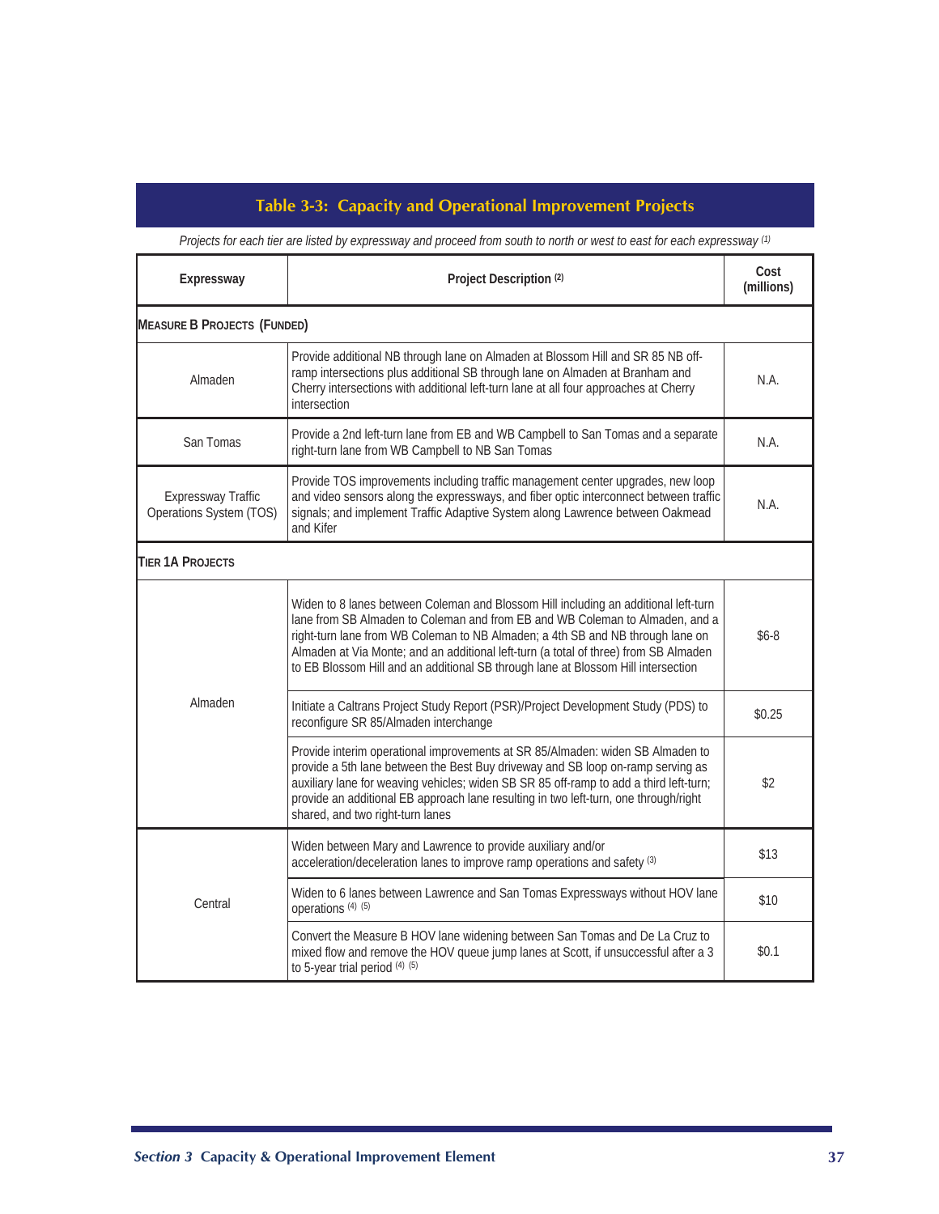## Table 3-3: Capacity and Operational Improvement Projects

*Projects for each tier are listed by expressway and proceed from south to north or west to east for each expressway [1]*

| Expressway | Project Description [2] | Cost (millions) |
|---|---|---|
| **MEASURE B PROJECTS (FUNDED)** | | |
| Almaden | Provide additional NB through lane on Almaden at Blossom Hill and SR 85 NB off-ramp intersections plus additional SB through lane on Almaden at Branham and Cherry intersections with additional left-turn lane at all four approaches at Cherry intersection | N.A. |
| San Tomas | Provide a 2nd left-turn lane from EB and WB Campbell to San Tomas and a separate right-turn lane from WB Campbell to NB San Tomas | N.A. |
| Expressway Traffic Operations System (TOS) | Provide TOS improvements including traffic management center upgrades, new loop and video sensors along the expressways, and fiber optic interconnect between traffic signals; and implement Traffic Adaptive System along Lawrence between Oakmead and Kifer | N.A. |
| **TIER 1A PROJECTS** | | |
| Almaden | Widen to 8 lanes between Coleman and Blossom Hill including an additional left-turn lane from SB Almaden to Coleman and from EB and WB Coleman to Almaden, and a right-turn lane from WB Coleman to NB Almaden; a 4th SB and NB through lane on Almaden at Via Monte; and an additional left-turn (a total of three) from SB Almaden to EB Blossom Hill and an additional SB through lane at Blossom Hill intersection | $6-8 |
| | Initiate a Caltrans Project Study Report (PSR)/Project Development Study (PDS) to reconfigure SR 85/Almaden interchange | $0.25 |
| | Provide interim operational improvements at SR 85/Almaden: widen SB Almaden to provide a 5th lane between the Best Buy driveway and SB loop on-ramp serving as auxiliary lane for weaving vehicles; widen SB SR 85 off-ramp to add a third left-turn; provide an additional EB approach lane resulting in two left-turn, one through/right shared, and two right-turn lanes | $2 |
| Central | Widen between Mary and Lawrence to provide auxiliary and/or acceleration/deceleration lanes to improve ramp operations and safety [3] | $13 |
| | Widen to 6 lanes between Lawrence and San Tomas Expressways without HOV lane operations [4] [5] | $10 |
| | Convert the Measure B HOV lane widening between San Tomas and De La Cruz to mixed flow and remove the HOV queue jump lanes at Scott, if unsuccessful after a 3 to 5-year trial period [4] [5] | $0.1 |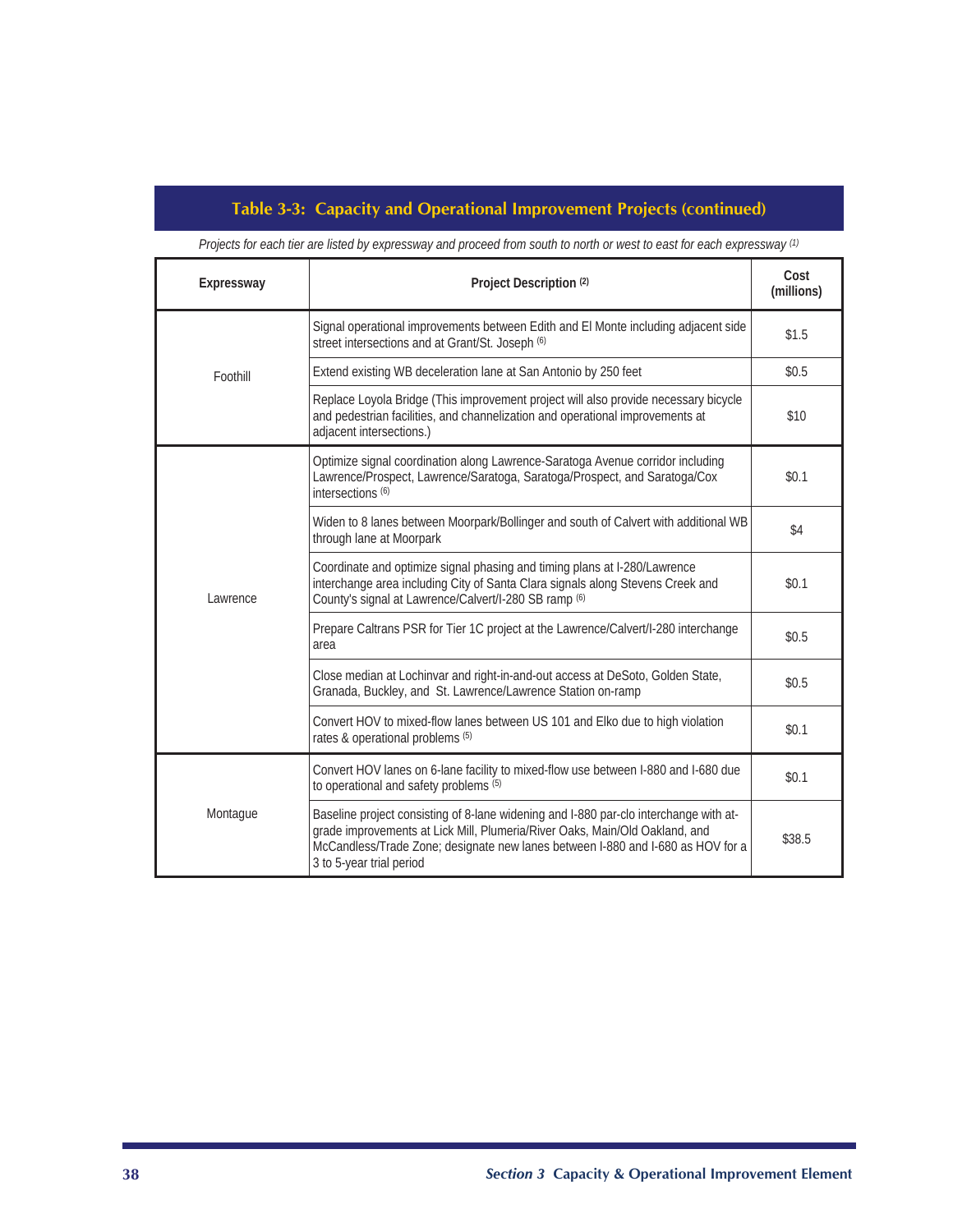## Table 3-3: Capacity and Operational Improvement Projects (continued)

*Projects for each tier are listed by expressway and proceed from south to north or west to east for each expressway (1)*

| Expressway | Project Description (2) | Cost (millions) |
|---|---|---|
| Foothill | Signal operational improvements between Edith and El Monte including adjacent side street intersections and at Grant/St. Joseph (6) | $1.5 |
| | Extend existing WB deceleration lane at San Antonio by 250 feet | $0.5 |
| | Replace Loyola Bridge (This improvement project will also provide necessary bicycle and pedestrian facilities, and channelization and operational improvements at adjacent intersections.) | $10 |
| Lawrence | Optimize signal coordination along Lawrence-Saratoga Avenue corridor including Lawrence/Prospect, Lawrence/Saratoga, Saratoga/Prospect, and Saratoga/Cox intersections (6) | $0.1 |
| | Widen to 8 lanes between Moorpark/Bollinger and south of Calvert with additional WB through lane at Moorpark | $4 |
| | Coordinate and optimize signal phasing and timing plans at I-280/Lawrence interchange area including City of Santa Clara signals along Stevens Creek and County's signal at Lawrence/Calvert/I-280 SB ramp (6) | $0.1 |
| | Prepare Caltrans PSR for Tier 1C project at the Lawrence/Calvert/I-280 interchange area | $0.5 |
| | Close median at Lochinvar and right-in-and-out access at DeSoto, Golden State, Granada, Buckley, and St. Lawrence/Lawrence Station on-ramp | $0.5 |
| | Convert HOV to mixed-flow lanes between US 101 and Elko due to high violation rates & operational problems (5) | $0.1 |
| Montague | Convert HOV lanes on 6-lane facility to mixed-flow use between I-880 and I-680 due to operational and safety problems (5) | $0.1 |
| | Baseline project consisting of 8-lane widening and I-880 par-clo interchange with at-grade improvements at Lick Mill, Plumeria/River Oaks, Main/Old Oakland, and McCandless/Trade Zone; designate new lanes between I-880 and I-680 as HOV for a 3 to 5-year trial period | $38.5 |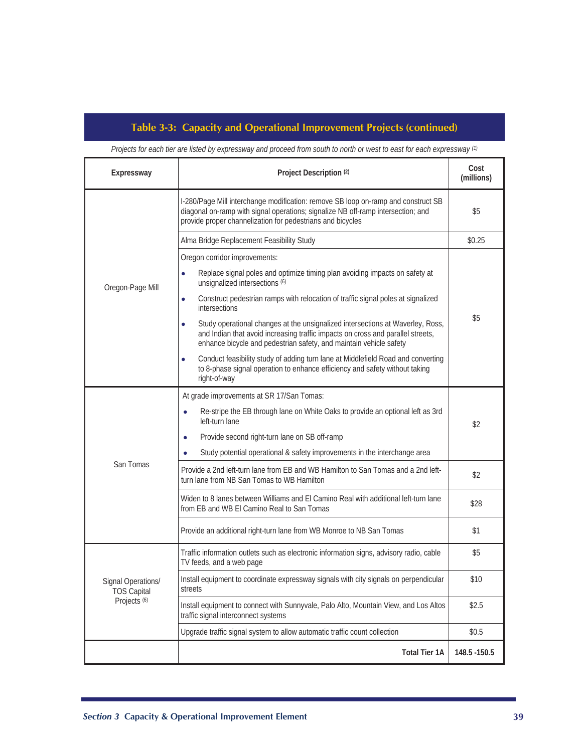## Table 3-3: Capacity and Operational Improvement Projects (continued)

*Projects for each tier are listed by expressway and proceed from south to north or west to east for each expressway [1]*

| Expressway | Project Description [2] | Cost (millions) |
|---|---|---|
| Oregon-Page Mill | I-280/Page Mill interchange modification: remove SB loop on-ramp and construct SB diagonal on-ramp with signal operations; signalize NB off-ramp intersection; and provide proper channelization for pedestrians and bicycles | $5 |
| | Alma Bridge Replacement Feasibility Study | $0.25 |
| | Oregon corridor improvements: <br>• Replace signal poles and optimize timing plan avoiding impacts on safety at unsignalized intersections [6] <br>• Construct pedestrian ramps with relocation of traffic signal poles at signalized intersections <br>• Study operational changes at the unsignalized intersections at Waverley, Ross, and Indian that avoid increasing traffic impacts on cross and parallel streets, enhance bicycle and pedestrian safety, and maintain vehicle safety <br>• Conduct feasibility study of adding turn lane at Middlefield Road and converting to 8-phase signal operation to enhance efficiency and safety without taking right-of-way | $5 |
| San Tomas | At grade improvements at SR 17/San Tomas: <br>• Re-stripe the EB through lane on White Oaks to provide an optional left as 3rd left-turn lane <br>• Provide second right-turn lane on SB off-ramp <br>• Study potential operational & safety improvements in the interchange area | $2 |
| | Provide a 2nd left-turn lane from EB and WB Hamilton to San Tomas and a 2nd left-turn lane from NB San Tomas to WB Hamilton | $2 |
| | Widen to 8 lanes between Williams and El Camino Real with additional left-turn lane from EB and WB El Camino Real to San Tomas | $28 |
| | Provide an additional right-turn lane from WB Monroe to NB San Tomas | $1 |
| Signal Operations/ TOS Capital Projects [6] | Traffic information outlets such as electronic information signs, advisory radio, cable TV feeds, and a web page | $5 |
| | Install equipment to coordinate expressway signals with city signals on perpendicular streets | $10 |
| | Install equipment to connect with Sunnyvale, Palo Alto, Mountain View, and Los Altos traffic signal interconnect systems | $2.5 |
| | Upgrade traffic signal system to allow automatic traffic count collection | $0.5 |
| | **Total Tier 1A** | **148.5 -150.5** |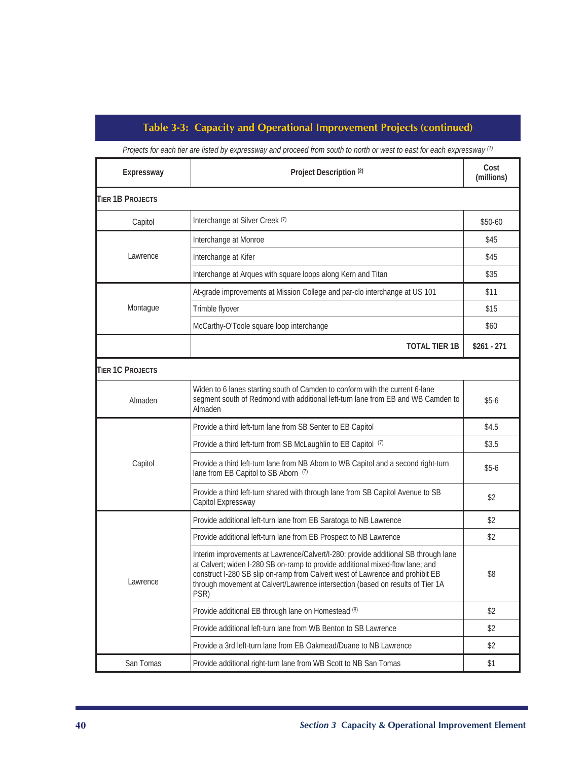## Table 3-3: Capacity and Operational Improvement Projects (continued)

*Projects for each tier are listed by expressway and proceed from south to north or west to east for each expressway* [1]

| Expressway | Project Description [2] | Cost (millions) |
|---|---|---|
| **TIER 1B PROJECTS** | | |
| Capitol | Interchange at Silver Creek [7] | $50-60 |
| Lawrence | Interchange at Monroe | $45 |
| | Interchange at Kifer | $45 |
| | Interchange at Arques with square loops along Kern and Titan | $35 |
| Montague | At-grade improvements at Mission College and par-clo interchange at US 101 | $11 |
| | Trimble flyover | $15 |
| | McCarthy-O'Toole square loop interchange | $60 |
| | **TOTAL TIER 1B** | **$261 - 271** |
| **TIER 1C PROJECTS** | | |
| Almaden | Widen to 6 lanes starting south of Camden to conform with the current 6-lane segment south of Redmond with additional left-turn lane from EB and WB Camden to Almaden | $5-6 |
| Capitol | Provide a third left-turn lane from SB Senter to EB Capitol | $4.5 |
| | Provide a third left-turn from SB McLaughlin to EB Capitol [7] | $3.5 |
| | Provide a third left-turn lane from NB Aborn to WB Capitol and a second right-turn lane from EB Capitol to SB Aborn [7] | $5-6 |
| | Provide a third left-turn shared with through lane from SB Capitol Avenue to SB Capitol Expressway | $2 |
| Lawrence | Provide additional left-turn lane from EB Saratoga to NB Lawrence | $2 |
| | Provide additional left-turn lane from EB Prospect to NB Lawrence | $2 |
| | Interim improvements at Lawrence/Calvert/I-280: provide additional SB through lane at Calvert; widen I-280 SB on-ramp to provide additional mixed-flow lane; and construct I-280 SB slip on-ramp from Calvert west of Lawrence and prohibit EB through movement at Calvert/Lawrence intersection (based on results of Tier 1A PSR) | $8 |
| | Provide additional EB through lane on Homestead [8] | $2 |
| | Provide additional left-turn lane from WB Benton to SB Lawrence | $2 |
| | Provide a 3rd left-turn lane from EB Oakmead/Duane to NB Lawrence | $2 |
| San Tomas | Provide additional right-turn lane from WB Scott to NB San Tomas | $1 |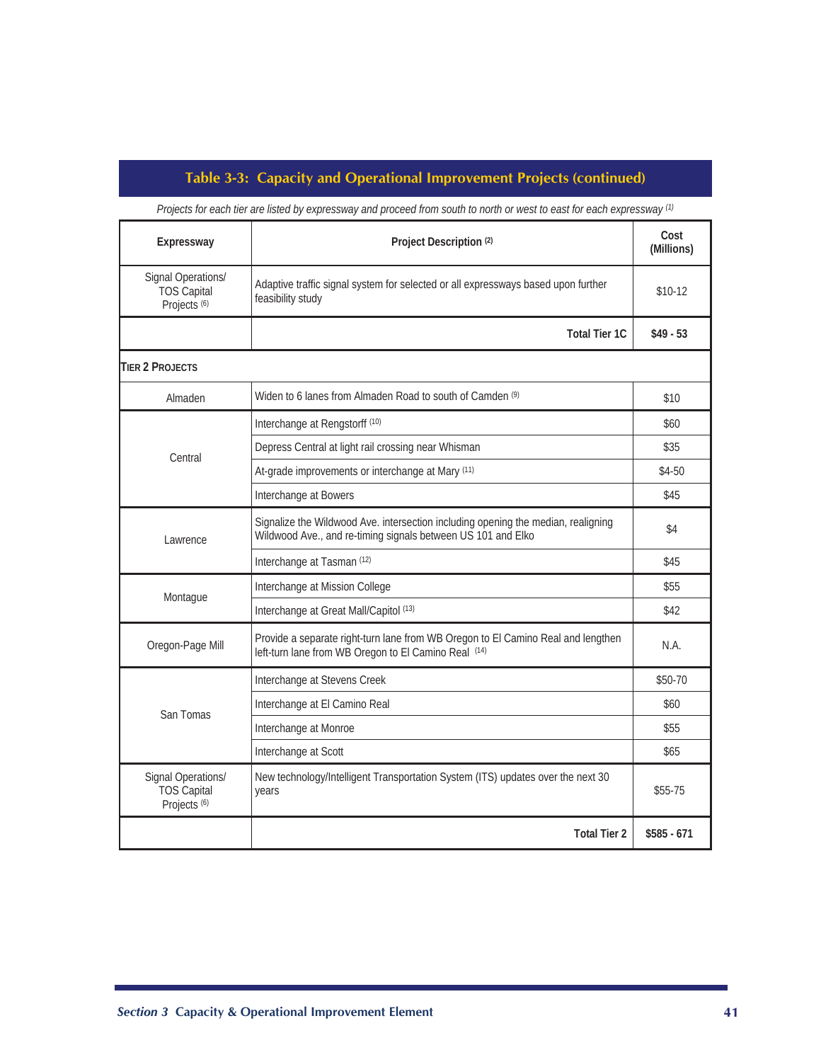## Table 3-3: Capacity and Operational Improvement Projects (continued)

*Projects for each tier are listed by expressway and proceed from south to north or west to east for each expressway [1]*

| Expressway | Project Description [2] | Cost (Millions) |
|---|---|---|
| Signal Operations/ TOS Capital Projects [6] | Adaptive traffic signal system for selected or all expressways based upon further feasibility study | $10-12 |
| | **Total Tier 1C** | **$49 - 53** |
| **TIER 2 PROJECTS** | | |
| Almaden | Widen to 6 lanes from Almaden Road to south of Camden [9] | $10 |
| Central | Interchange at Rengstorff [10] | $60 |
| | Depress Central at light rail crossing near Whisman | $35 |
| | At-grade improvements or interchange at Mary [11] | $4-50 |
| | Interchange at Bowers | $45 |
| Lawrence | Signalize the Wildwood Ave. intersection including opening the median, realigning Wildwood Ave., and re-timing signals between US 101 and Elko | $4 |
| | Interchange at Tasman [12] | $45 |
| Montague | Interchange at Mission College | $55 |
| | Interchange at Great Mall/Capitol [13] | $42 |
| Oregon-Page Mill | Provide a separate right-turn lane from WB Oregon to El Camino Real and lengthen left-turn lane from WB Oregon to El Camino Real [14] | N.A. |
| San Tomas | Interchange at Stevens Creek | $50-70 |
| | Interchange at El Camino Real | $60 |
| | Interchange at Monroe | $55 |
| | Interchange at Scott | $65 |
| Signal Operations/ TOS Capital Projects [6] | New technology/Intelligent Transportation System (ITS) updates over the next 30 years | $55-75 |
| | **Total Tier 2** | **$585 - 671** |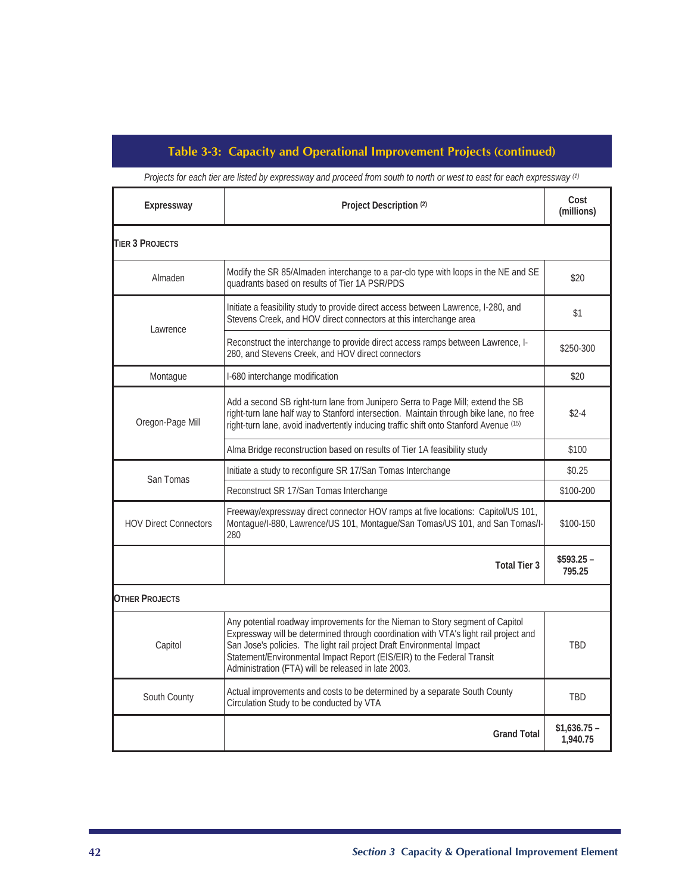## Table 3-3: Capacity and Operational Improvement Projects (continued)

*Projects for each tier are listed by expressway and proceed from south to north or west to east for each expressway [(1)]*

| Expressway | Project Description [(2)] | Cost (millions) |
|---|---|---|
| **TIER 3 PROJECTS** | | |
| Almaden | Modify the SR 85/Almaden interchange to a par-clo type with loops in the NE and SE quadrants based on results of Tier 1A PSR/PDS | $20 |
| Lawrence | Initiate a feasibility study to provide direct access between Lawrence, I-280, and Stevens Creek, and HOV direct connectors at this interchange area | $1 |
| | Reconstruct the interchange to provide direct access ramps between Lawrence, I-280, and Stevens Creek, and HOV direct connectors | $250-300 |
| Montague | I-680 interchange modification | $20 |
| Oregon-Page Mill | Add a second SB right-turn lane from Junipero Serra to Page Mill; extend the SB right-turn lane half way to Stanford intersection. Maintain through bike lane, no free right-turn lane, avoid inadvertently inducing traffic shift onto Stanford Avenue [(15)] | $2-4 |
| | Alma Bridge reconstruction based on results of Tier 1A feasibility study | $100 |
| San Tomas | Initiate a study to reconfigure SR 17/San Tomas Interchange | $0.25 |
| | Reconstruct SR 17/San Tomas Interchange | $100-200 |
| HOV Direct Connectors | Freeway/expressway direct connector HOV ramps at five locations: Capitol/US 101, Montague/I-880, Lawrence/US 101, Montague/San Tomas/US 101, and San Tomas/I-280 | $100-150 |
| | **Total Tier 3** | **$593.25 – 795.25** |
| **OTHER PROJECTS** | | |
| Capitol | Any potential roadway improvements for the Nieman to Story segment of Capitol Expressway will be determined through coordination with VTA's light rail project and San Jose's policies. The light rail project Draft Environmental Impact Statement/Environmental Impact Report (EIS/EIR) to the Federal Transit Administration (FTA) will be released in late 2003. | TBD |
| South County | Actual improvements and costs to be determined by a separate South County Circulation Study to be conducted by VTA | TBD |
| | **Grand Total** | **$1,636.75 – 1,940.75** |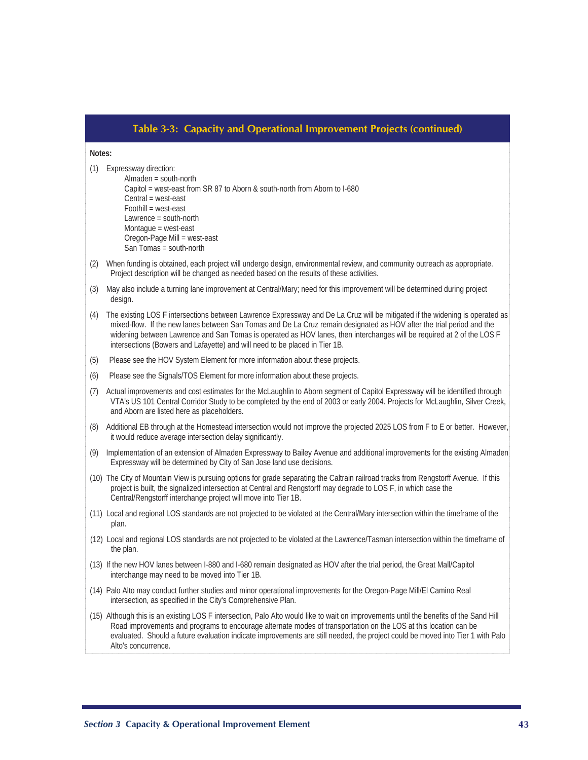## Table 3-3: Capacity and Operational Improvement Projects (continued)

**Notes:**

(1) Expressway direction:
- Almaden = south-north
- Capitol = west-east from SR 87 to Aborn & south-north from Aborn to I-680
- Central = west-east
- Foothill = west-east
- Lawrence = south-north
- Montague = west-east
- Oregon-Page Mill = west-east
- San Tomas = south-north

(2) When funding is obtained, each project will undergo design, environmental review, and community outreach as appropriate. Project description will be changed as needed based on the results of these activities.

(3) May also include a turning lane improvement at Central/Mary; need for this improvement will be determined during project design.

(4) The existing LOS F intersections between Lawrence Expressway and De La Cruz will be mitigated if the widening is operated as mixed-flow. If the new lanes between San Tomas and De La Cruz remain designated as HOV after the trial period and the widening between Lawrence and San Tomas is operated as HOV lanes, then interchanges will be required at 2 of the LOS F intersections (Bowers and Lafayette) and will need to be placed in Tier 1B.

(5) Please see the HOV System Element for more information about these projects.

(6) Please see the Signals/TOS Element for more information about these projects.

(7) Actual improvements and cost estimates for the McLaughlin to Aborn segment of Capitol Expressway will be identified through VTA's US 101 Central Corridor Study to be completed by the end of 2003 or early 2004. Projects for McLaughlin, Silver Creek, and Aborn are listed here as placeholders.

(8) Additional EB through at the Homestead intersection would not improve the projected 2025 LOS from F to E or better. However, it would reduce average intersection delay significantly.

(9) Implementation of an extension of Almaden Expressway to Bailey Avenue and additional improvements for the existing Almaden Expressway will be determined by City of San Jose land use decisions.

(10) The City of Mountain View is pursuing options for grade separating the Caltrain railroad tracks from Rengstorff Avenue. If this project is built, the signalized intersection at Central and Rengstorff may degrade to LOS F, in which case the Central/Rengstorff interchange project will move into Tier 1B.

(11) Local and regional LOS standards are not projected to be violated at the Central/Mary intersection within the timeframe of the plan.

(12) Local and regional LOS standards are not projected to be violated at the Lawrence/Tasman intersection within the timeframe of the plan.

(13) If the new HOV lanes between I-880 and I-680 remain designated as HOV after the trial period, the Great Mall/Capitol interchange may need to be moved into Tier 1B.

(14) Palo Alto may conduct further studies and minor operational improvements for the Oregon-Page Mill/El Camino Real intersection, as specified in the City's Comprehensive Plan.

(15) Although this is an existing LOS F intersection, Palo Alto would like to wait on improvements until the benefits of the Sand Hill Road improvements and programs to encourage alternate modes of transportation on the LOS at this location can be evaluated. Should a future evaluation indicate improvements are still needed, the project could be moved into Tier 1 with Palo Alto's concurrence.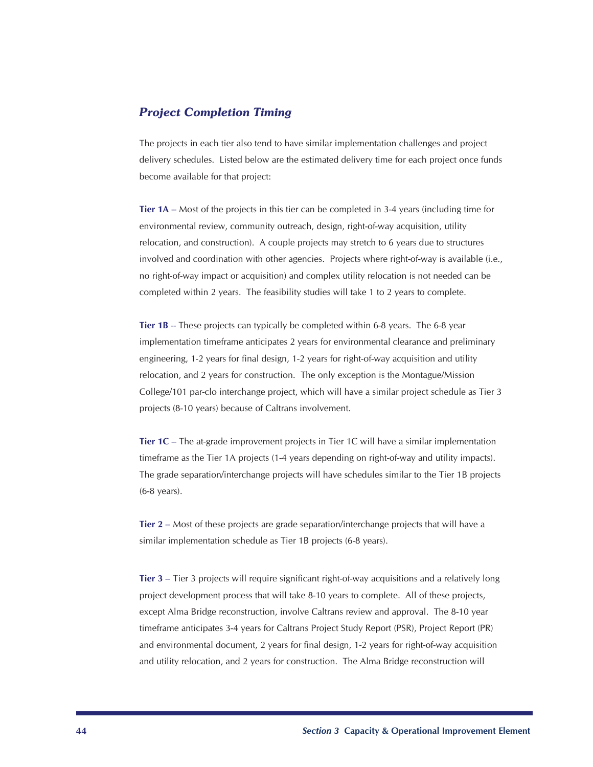### *Project Completion Timing*

The projects in each tier also tend to have similar implementation challenges and project delivery schedules. Listed below are the estimated delivery time for each project once funds become available for that project:

**Tier 1A** -- Most of the projects in this tier can be completed in 3-4 years (including time for environmental review, community outreach, design, right-of-way acquisition, utility relocation, and construction). A couple projects may stretch to 6 years due to structures involved and coordination with other agencies. Projects where right-of-way is available (i.e., no right-of-way impact or acquisition) and complex utility relocation is not needed can be completed within 2 years. The feasibility studies will take 1 to 2 years to complete.

**Tier 1B** -- These projects can typically be completed within 6-8 years. The 6-8 year implementation timeframe anticipates 2 years for environmental clearance and preliminary engineering, 1-2 years for final design, 1-2 years for right-of-way acquisition and utility relocation, and 2 years for construction. The only exception is the Montague/Mission College/101 par-clo interchange project, which will have a similar project schedule as Tier 3 projects (8-10 years) because of Caltrans involvement.

**Tier 1C** -- The at-grade improvement projects in Tier 1C will have a similar implementation timeframe as the Tier 1A projects (1-4 years depending on right-of-way and utility impacts). The grade separation/interchange projects will have schedules similar to the Tier 1B projects (6-8 years).

**Tier 2** -- Most of these projects are grade separation/interchange projects that will have a similar implementation schedule as Tier 1B projects (6-8 years).

**Tier 3** -- Tier 3 projects will require significant right-of-way acquisitions and a relatively long project development process that will take 8-10 years to complete. All of these projects, except Alma Bridge reconstruction, involve Caltrans review and approval. The 8-10 year timeframe anticipates 3-4 years for Caltrans Project Study Report (PSR), Project Report (PR) and environmental document, 2 years for final design, 1-2 years for right-of-way acquisition and utility relocation, and 2 years for construction. The Alma Bridge reconstruction will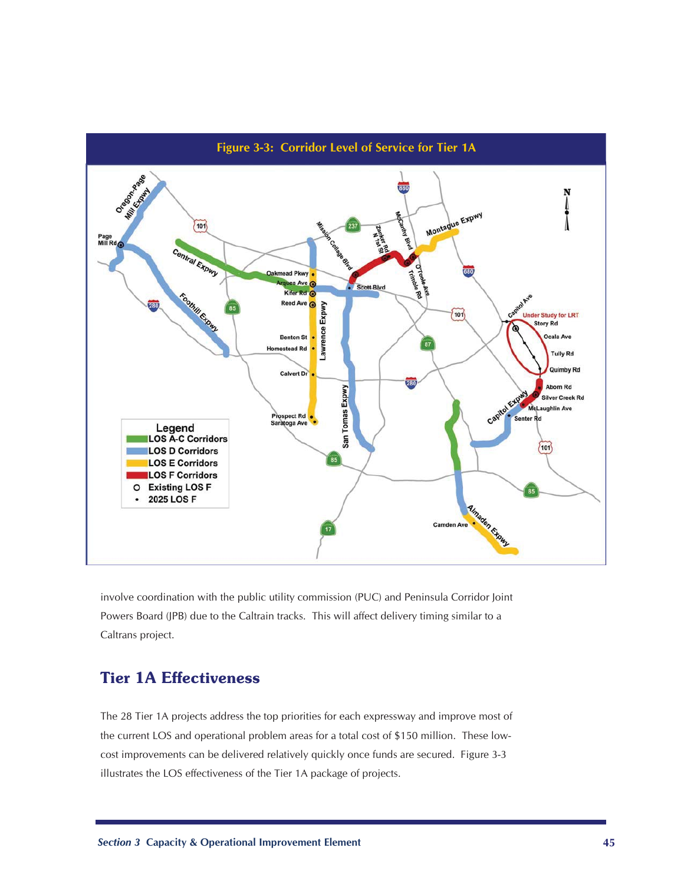**Figure 3-3: Corridor Level of Service for Tier 1A**

involve coordination with the public utility commission (PUC) and Peninsula Corridor Joint Powers Board (JPB) due to the Caltrain tracks. This will affect delivery timing similar to a Caltrans project.

## Tier 1A Effectiveness

The 28 Tier 1A projects address the top priorities for each expressway and improve most of the current LOS and operational problem areas for a total cost of $150 million. These low-cost improvements can be delivered relatively quickly once funds are secured. Figure 3-3 illustrates the LOS effectiveness of the Tier 1A package of projects.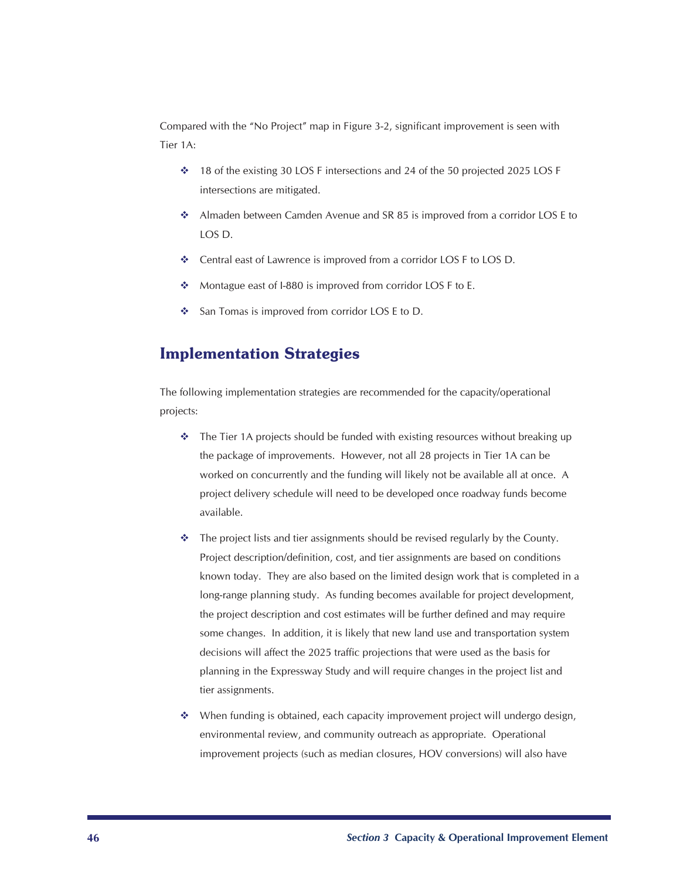Compared with the "No Project" map in Figure 3-2, significant improvement is seen with Tier 1A:

- 18 of the existing 30 LOS F intersections and 24 of the 50 projected 2025 LOS F intersections are mitigated.
- Almaden between Camden Avenue and SR 85 is improved from a corridor LOS E to LOS D.
- Central east of Lawrence is improved from a corridor LOS F to LOS D.
- Montague east of I-880 is improved from corridor LOS F to E.
- San Tomas is improved from corridor LOS E to D.

## Implementation Strategies

The following implementation strategies are recommended for the capacity/operational projects:

- The Tier 1A projects should be funded with existing resources without breaking up the package of improvements. However, not all 28 projects in Tier 1A can be worked on concurrently and the funding will likely not be available all at once. A project delivery schedule will need to be developed once roadway funds become available.
- The project lists and tier assignments should be revised regularly by the County. Project description/definition, cost, and tier assignments are based on conditions known today. They are also based on the limited design work that is completed in a long-range planning study. As funding becomes available for project development, the project description and cost estimates will be further defined and may require some changes. In addition, it is likely that new land use and transportation system decisions will affect the 2025 traffic projections that were used as the basis for planning in the Expressway Study and will require changes in the project list and tier assignments.
- When funding is obtained, each capacity improvement project will undergo design, environmental review, and community outreach as appropriate. Operational improvement projects (such as median closures, HOV conversions) will also have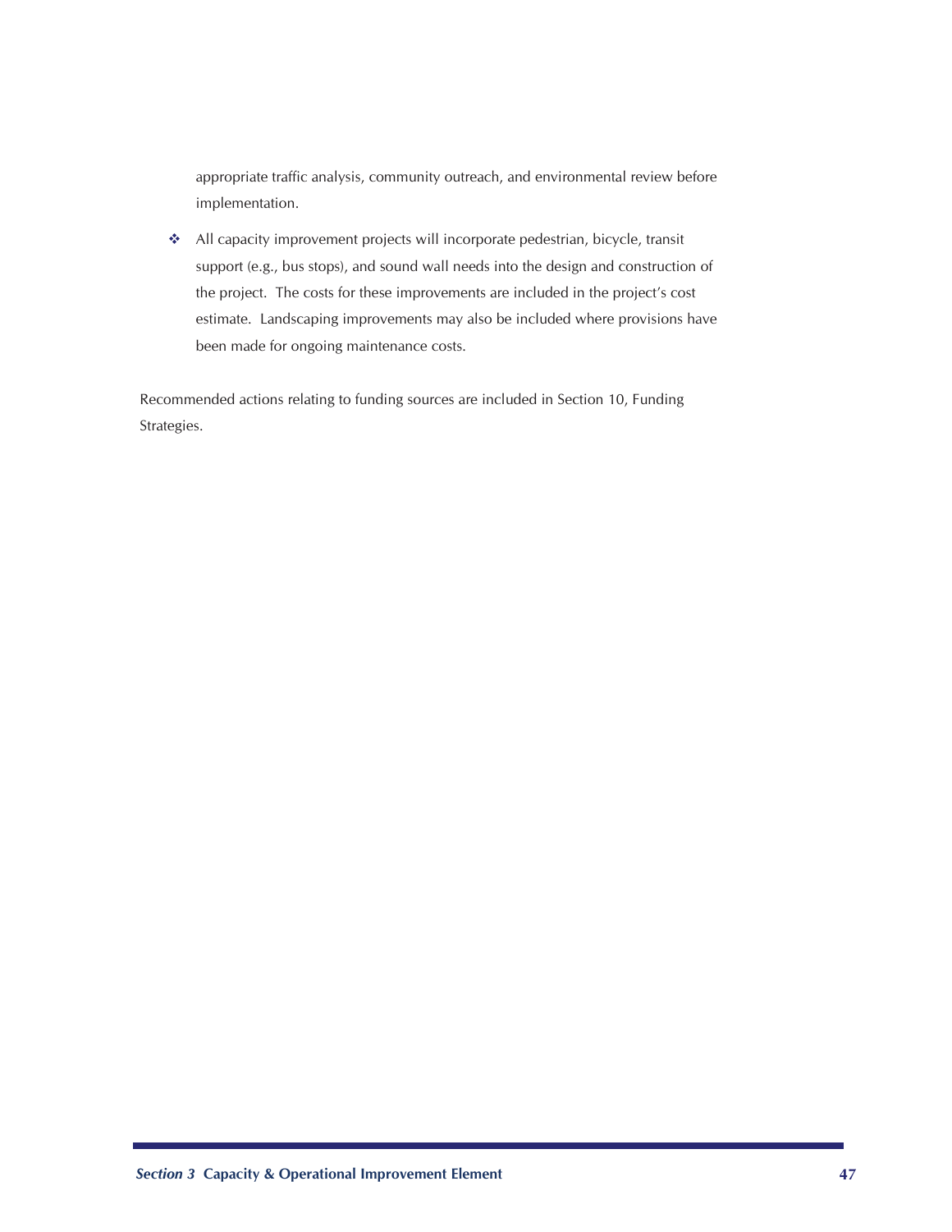appropriate traffic analysis, community outreach, and environmental review before implementation.

- All capacity improvement projects will incorporate pedestrian, bicycle, transit support (e.g., bus stops), and sound wall needs into the design and construction of the project. The costs for these improvements are included in the project's cost estimate. Landscaping improvements may also be included where provisions have been made for ongoing maintenance costs.

Recommended actions relating to funding sources are included in Section 10, Funding Strategies.